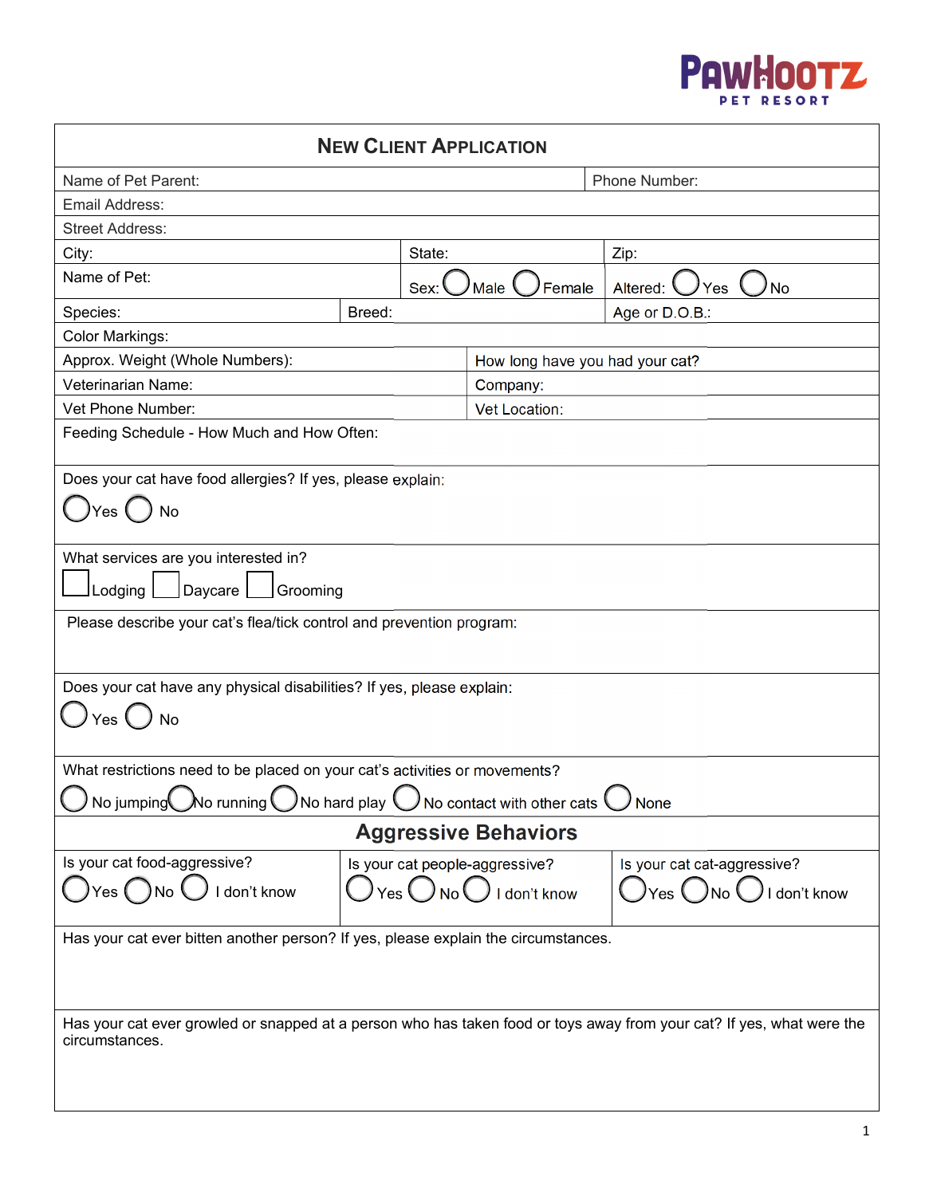# New Client Application

Name of Pet Parent: | Phone Number:

Email Address:

Street Address:

City: | State: | Zip:

Name of Pet: | Sex: ◯ Male ◯ Female | Altered: ◯ Yes ◯ No

Species: | Breed: | Age or D.O.B.:

Color Markings:

Approx. Weight (Whole Numbers): | How long have you had your cat?

Veterinarian Name: | Company:

Vet Phone Number: | Vet Location:

Feeding Schedule - How Much and How Often:

Does your cat have food allergies? If yes, please explain:

◯ Yes ◯ No

What services are you interested in?

☐ Lodging ☐ Daycare ☐ Grooming

Please describe your cat's flea/tick control and prevention program:

Does your cat have any physical disabilities? If yes, please explain:

◯ Yes ◯ No

What restrictions need to be placed on your cat's activities or movements?

◯ No jumping ◯ No running ◯ No hard play ◯ No contact with other cats ◯ None

## Aggressive Behaviors

| Is your cat food-aggressive? | Is your cat people-aggressive? | Is your cat cat-aggressive? |
|---|---|---|
| ◯ Yes ◯ No ◯ I don't know | ◯ Yes ◯ No ◯ I don't know | ◯ Yes ◯ No ◯ I don't know |

Has your cat ever bitten another person? If yes, please explain the circumstances.

Has your cat ever growled or snapped at a person who has taken food or toys away from your cat? If yes, what were the circumstances.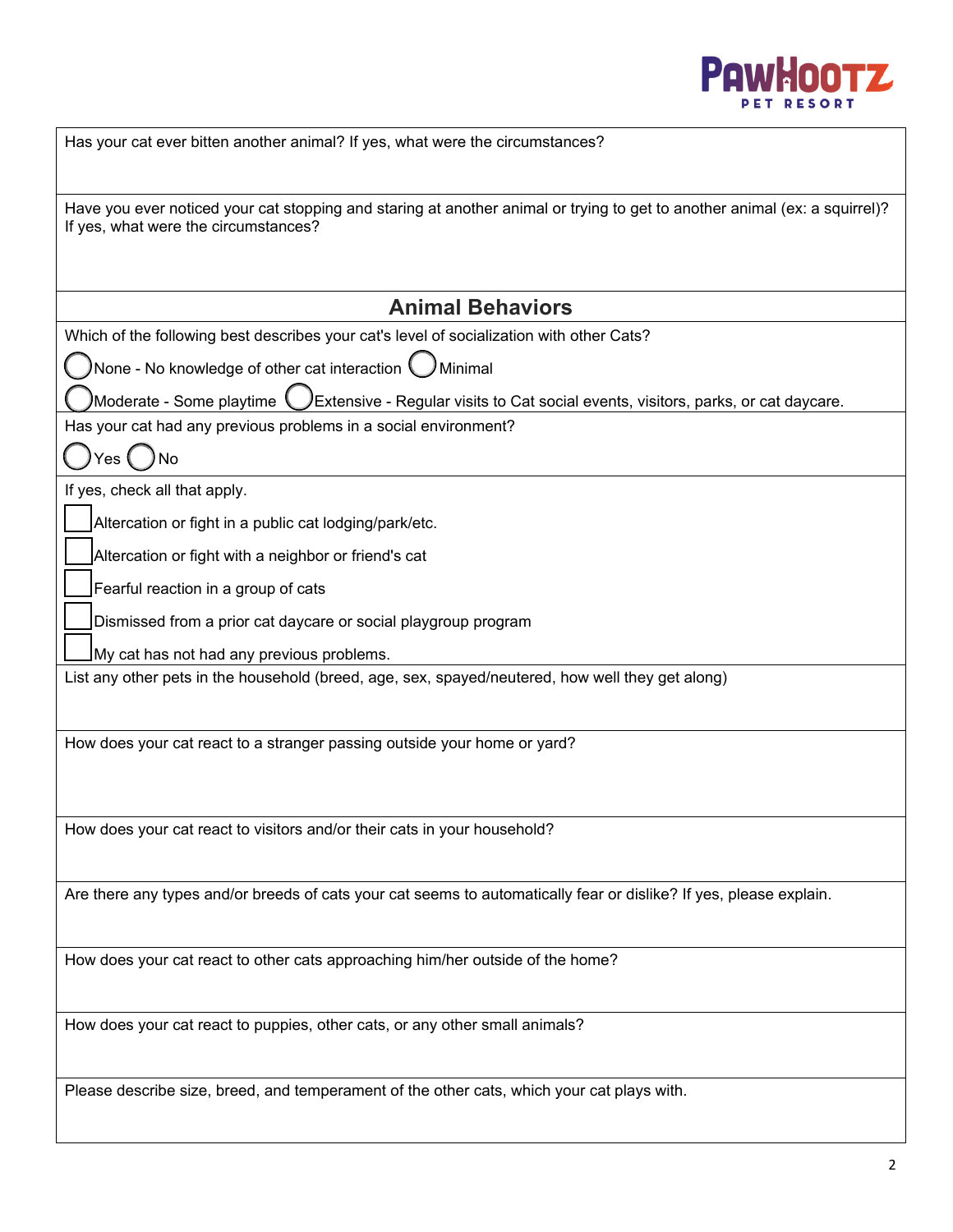Has your cat ever bitten another animal? If yes, what were the circumstances?

Have you ever noticed your cat stopping and staring at another animal or trying to get to another animal (ex: a squirrel)? If yes, what were the circumstances?

## Animal Behaviors

Which of the following best describes your cat's level of socialization with other Cats?

- ○ None - No knowledge of other cat interaction
- ○ Minimal
- ○ Moderate - Some playtime
- ○ Extensive - Regular visits to Cat social events, visitors, parks, or cat daycare.

Has your cat had any previous problems in a social environment?

- ○ Yes
- ○ No

If yes, check all that apply.

- ☐ Altercation or fight in a public cat lodging/park/etc.
- ☐ Altercation or fight with a neighbor or friend's cat
- ☐ Fearful reaction in a group of cats
- ☐ Dismissed from a prior cat daycare or social playgroup program
- ☐ My cat has not had any previous problems.

List any other pets in the household (breed, age, sex, spayed/neutered, how well they get along)

How does your cat react to a stranger passing outside your home or yard?

How does your cat react to visitors and/or their cats in your household?

Are there any types and/or breeds of cats your cat seems to automatically fear or dislike? If yes, please explain.

How does your cat react to other cats approaching him/her outside of the home?

How does your cat react to puppies, other cats, or any other small animals?

Please describe size, breed, and temperament of the other cats, which your cat plays with.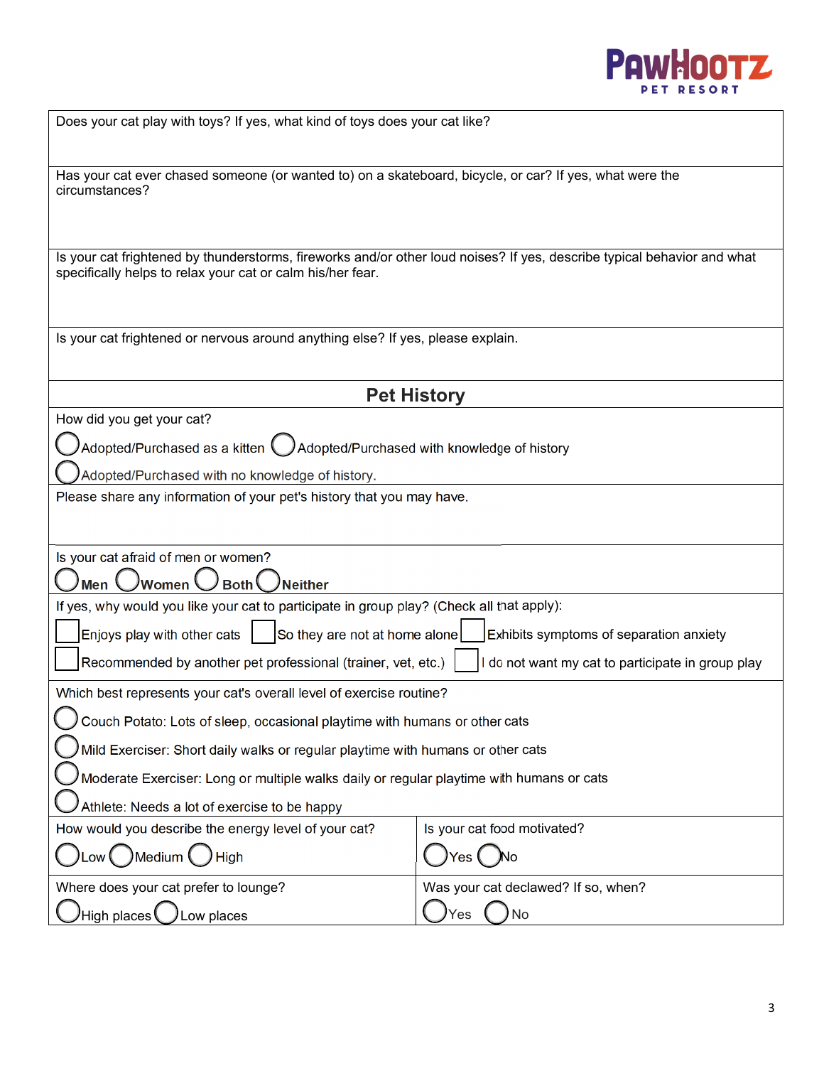Does your cat play with toys? If yes, what kind of toys does your cat like?

Has your cat ever chased someone (or wanted to) on a skateboard, bicycle, or car? If yes, what were the circumstances?

Is your cat frightened by thunderstorms, fireworks and/or other loud noises? If yes, describe typical behavior and what specifically helps to relax your cat or calm his/her fear.

Is your cat frightened or nervous around anything else? If yes, please explain.

## Pet History

How did you get your cat?

◯ Adopted/Purchased as a kitten ◯ Adopted/Purchased with knowledge of history

◯ Adopted/Purchased with no knowledge of history.

Please share any information of your pet's history that you may have.

Is your cat afraid of men or women?

◯ **Men** ◯ **Women** ◯ **Both** ◯ **Neither**

If yes, why would you like your cat to participate in group play? (Check all that apply):

☐ Enjoys play with other cats ☐ So they are not at home alone ☐ Exhibits symptoms of separation anxiety

☐ Recommended by another pet professional (trainer, vet, etc.) ☐ I do not want my cat to participate in group play

Which best represents your cat's overall level of exercise routine?

◯ Couch Potato: Lots of sleep, occasional playtime with humans or other cats

◯ Mild Exerciser: Short daily walks or regular playtime with humans or other cats

◯ Moderate Exerciser: Long or multiple walks daily or regular playtime with humans or cats

◯ Athlete: Needs a lot of exercise to be happy

How would you describe the energy level of your cat?

◯ Low ◯ Medium ◯ High

Is your cat food motivated?

◯ Yes ◯ No

Where does your cat prefer to lounge?

◯ High places ◯ Low places

Was your cat declawed? If so, when?

◯ Yes ◯ No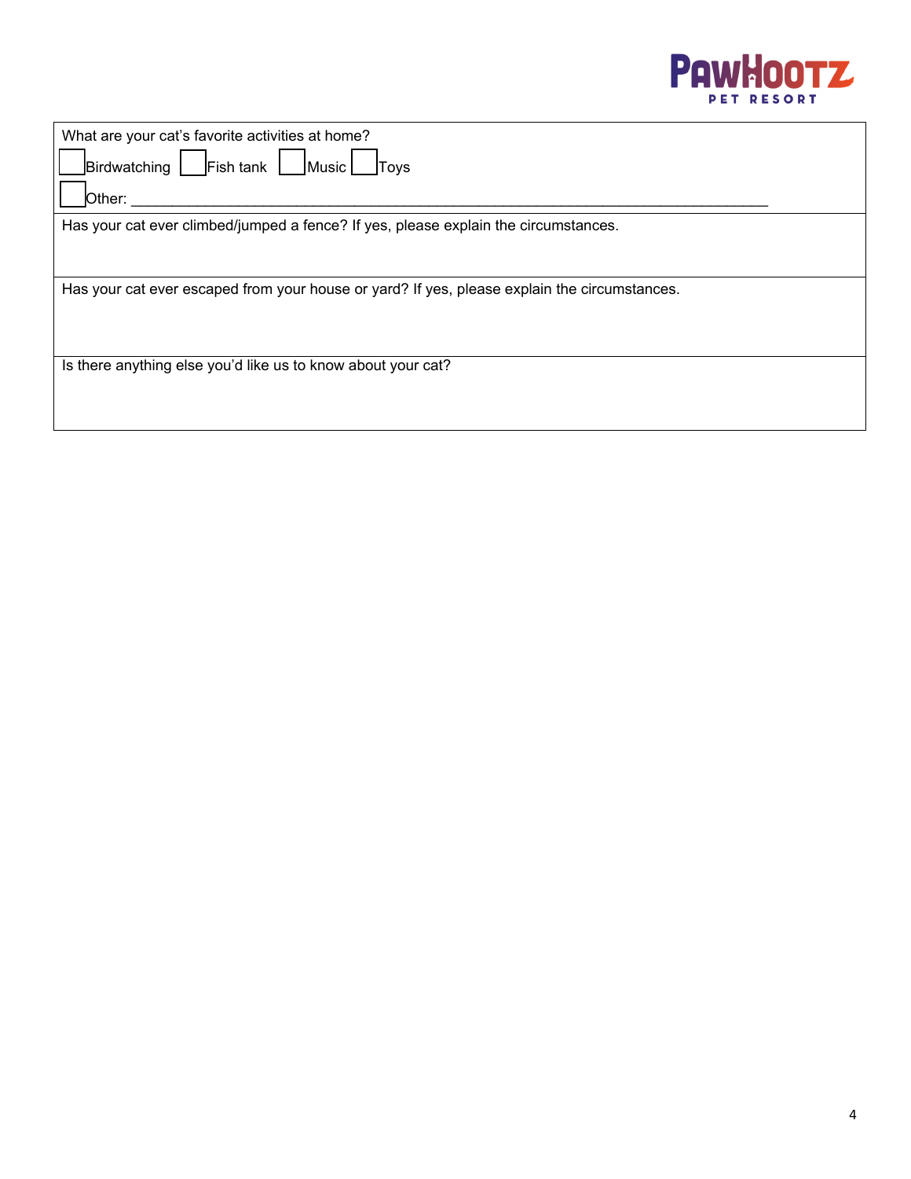| What are your cat's favorite activities at home?<br>☐ Birdwatching ☐ Fish tank ☐ Music ☐ Toys<br>☐ Other: ______________________________________________________________________________ |
| --- |
| Has your cat ever climbed/jumped a fence? If yes, please explain the circumstances. |
| Has your cat ever escaped from your house or yard? If yes, please explain the circumstances. |
| Is there anything else you'd like us to know about your cat? |